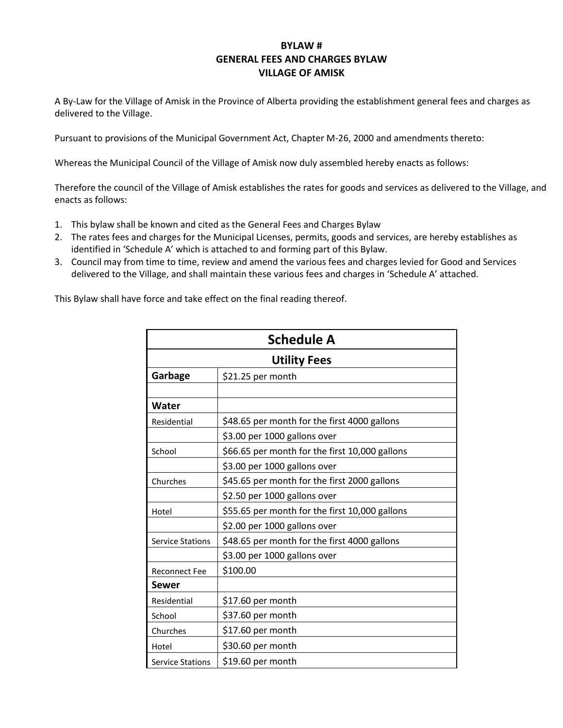# BYLAW #
# GENERAL FEES AND CHARGES BYLAW
# VILLAGE OF AMISK

A By-Law for the Village of Amisk in the Province of Alberta providing the establishment general fees and charges as delivered to the Village.

Pursuant to provisions of the Municipal Government Act, Chapter M-26, 2000 and amendments thereto:

Whereas the Municipal Council of the Village of Amisk now duly assembled hereby enacts as follows:

Therefore the council of the Village of Amisk establishes the rates for goods and services as delivered to the Village, and enacts as follows:

1. This bylaw shall be known and cited as the General Fees and Charges Bylaw
2. The rates fees and charges for the Municipal Licenses, permits, goods and services, are hereby establishes as identified in 'Schedule A' which is attached to and forming part of this Bylaw.
3. Council may from time to time, review and amend the various fees and charges levied for Good and Services delivered to the Village, and shall maintain these various fees and charges in 'Schedule A' attached.

This Bylaw shall have force and take effect on the final reading thereof.

| Schedule A | |
|---|---|
| **Utility Fees** | |
| **Garbage** | $21.25 per month |
| | |
| **Water** | |
| Residential | $48.65 per month for the first 4000 gallons |
| | $3.00 per 1000 gallons over |
| School | $66.65 per month for the first 10,000 gallons |
| | $3.00 per 1000 gallons over |
| Churches | $45.65 per month for the first 2000 gallons |
| | $2.50 per 1000 gallons over |
| Hotel | $55.65 per month for the first 10,000 gallons |
| | $2.00 per 1000 gallons over |
| Service Stations | $48.65 per month for the first 4000 gallons |
| | $3.00 per 1000 gallons over |
| Reconnect Fee | $100.00 |
| **Sewer** | |
| Residential | $17.60 per month |
| School | $37.60 per month |
| Churches | $17.60 per month |
| Hotel | $30.60 per month |
| Service Stations | $19.60 per month |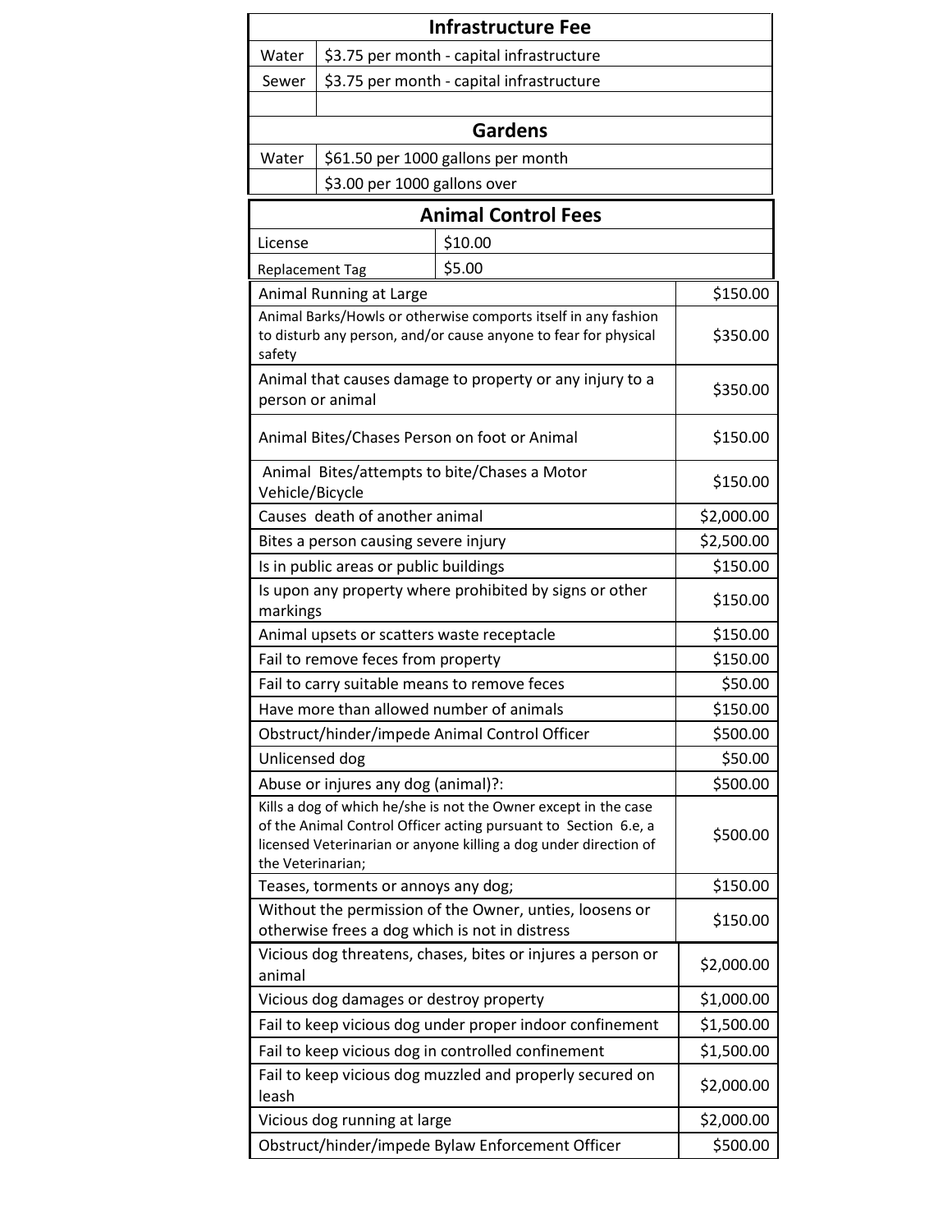| Infrastructure Fee | |
|---|---|
| Water | $3.75 per month - capital infrastructure |
| Sewer | $3.75 per month - capital infrastructure |
| | |

| Gardens | |
|---|---|
| Water | $61.50 per 1000 gallons per month |
| | $3.00 per 1000 gallons over |

| Animal Control Fees | |
|---|---|
| License | $10.00 |
| Replacement Tag | $5.00 |
| Animal Running at Large | $150.00 |
| Animal Barks/Howls or otherwise comports itself in any fashion to disturb any person, and/or cause anyone to fear for physical safety | $350.00 |
| Animal that causes damage to property or any injury to a person or animal | $350.00 |
| Animal Bites/Chases Person on foot or Animal | $150.00 |
| Animal Bites/attempts to bite/Chases a Motor Vehicle/Bicycle | $150.00 |
| Causes death of another animal | $2,000.00 |
| Bites a person causing severe injury | $2,500.00 |
| Is in public areas or public buildings | $150.00 |
| Is upon any property where prohibited by signs or other markings | $150.00 |
| Animal upsets or scatters waste receptacle | $150.00 |
| Fail to remove feces from property | $150.00 |
| Fail to carry suitable means to remove feces | $50.00 |
| Have more than allowed number of animals | $150.00 |
| Obstruct/hinder/impede Animal Control Officer | $500.00 |
| Unlicensed dog | $50.00 |
| Abuse or injures any dog (animal)?: | $500.00 |
| Kills a dog of which he/she is not the Owner except in the case of the Animal Control Officer acting pursuant to Section 6.e, a licensed Veterinarian or anyone killing a dog under direction of the Veterinarian; | $500.00 |
| Teases, torments or annoys any dog; | $150.00 |
| Without the permission of the Owner, unties, loosens or otherwise frees a dog which is not in distress | $150.00 |
| Vicious dog threatens, chases, bites or injures a person or animal | $2,000.00 |
| Vicious dog damages or destroy property | $1,000.00 |
| Fail to keep vicious dog under proper indoor confinement | $1,500.00 |
| Fail to keep vicious dog in controlled confinement | $1,500.00 |
| Fail to keep vicious dog muzzled and properly secured on leash | $2,000.00 |
| Vicious dog running at large | $2,000.00 |
| Obstruct/hinder/impede Bylaw Enforcement Officer | $500.00 |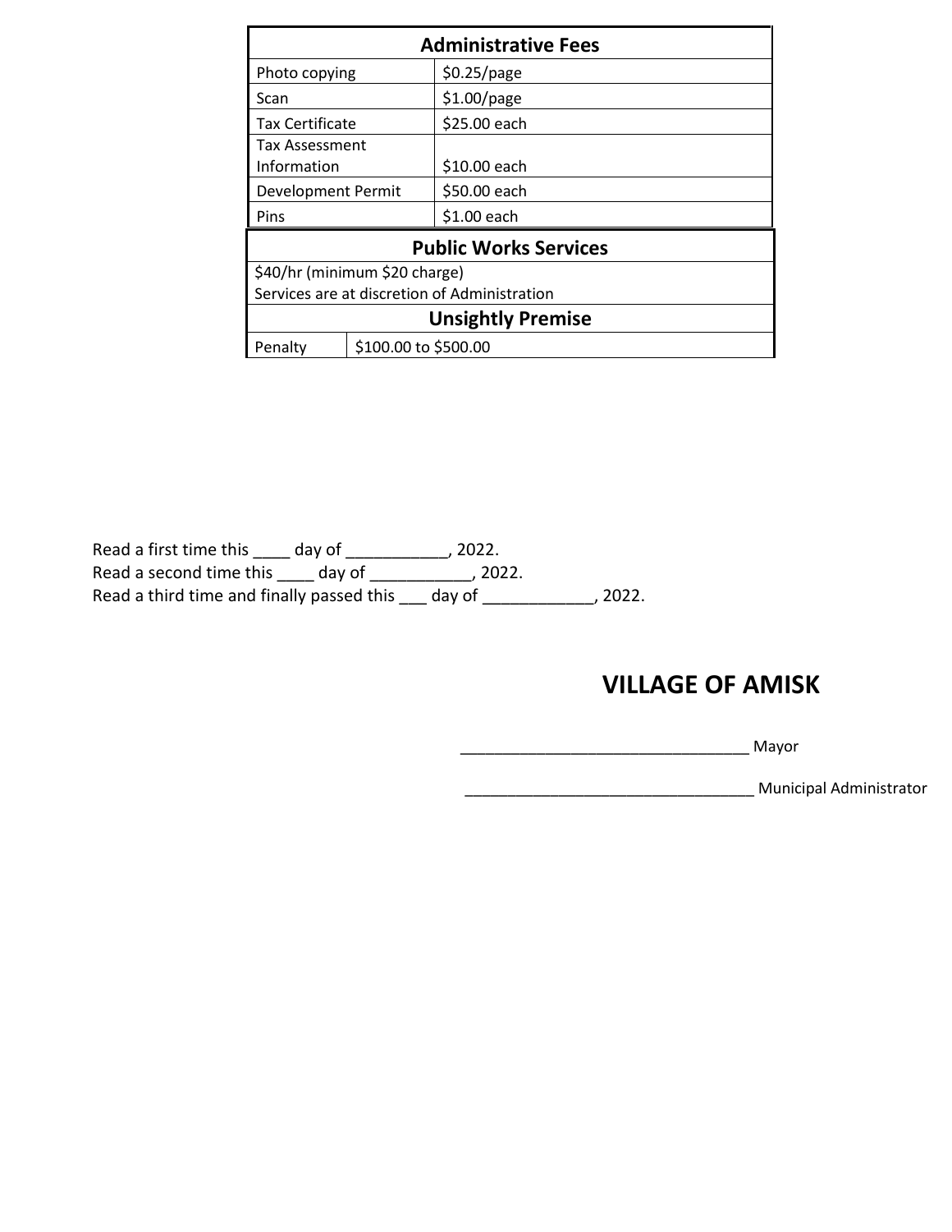| Administrative Fees | |
|---|---|
| Photo copying | $0.25/page |
| Scan | $1.00/page |
| Tax Certificate | $25.00 each |
| Tax Assessment Information | $10.00 each |
| Development Permit | $50.00 each |
| Pins | $1.00 each |

| Public Works Services |
|---|
| $40/hr (minimum $20 charge)<br>Services are at discretion of Administration |

| Unsightly Premise | |
|---|---|
| Penalty | $100.00 to $500.00 |

Read a first time this ____ day of ___________, 2022.
Read a second time this ____ day of ___________, 2022.
Read a third time and finally passed this ___ day of ____________, 2022.

**VILLAGE OF AMISK**

_________________________________ Mayor

_________________________________ Municipal Administrator